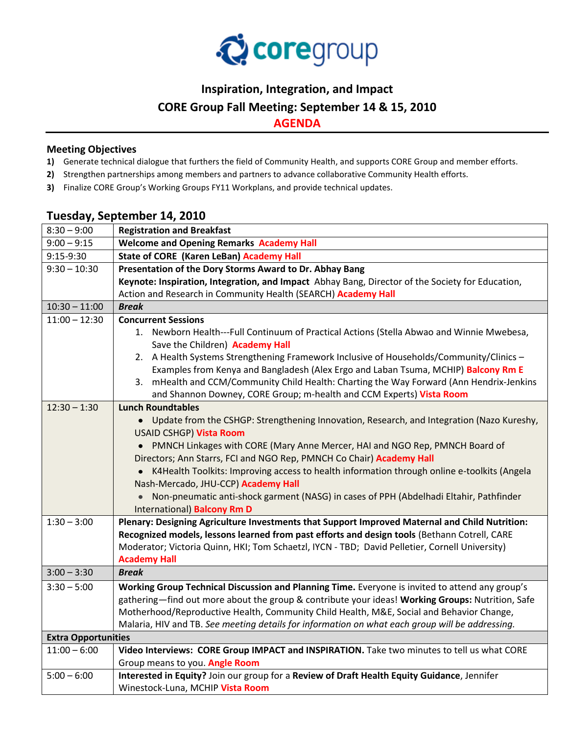coregroup

# Inspiration, Integration, and Impact

## CORE Group Fall Meeting: September 14 & 15, 2010

## AGENDA

### Meeting Objectives

1) Generate technical dialogue that furthers the field of Community Health, and supports CORE Group and member efforts.
2) Strengthen partnerships among members and partners to advance collaborative Community Health efforts.
3) Finalize CORE Group's Working Groups FY11 Workplans, and provide technical updates.

## Tuesday, September 14, 2010

| | |
|---|---|
| 8:30 – 9:00 | **Registration and Breakfast** |
| 9:00 – 9:15 | **Welcome and Opening Remarks Academy Hall** |
| 9:15-9:30 | **State of CORE (Karen LeBan) Academy Hall** |
| 9:30 – 10:30 | **Presentation of the Dory Storms Award to Dr. Abhay Bang**<br>**Keynote: Inspiration, Integration, and Impact** Abhay Bang, Director of the Society for Education, Action and Research in Community Health (SEARCH) **Academy Hall** |
| 10:30 – 11:00 | ***Break*** |
| 11:00 – 12:30 | **Concurrent Sessions**<br>1. Newborn Health---Full Continuum of Practical Actions (Stella Abwao and Winnie Mwebesa, Save the Children) **Academy Hall**<br>2. A Health Systems Strengthening Framework Inclusive of Households/Community/Clinics – Examples from Kenya and Bangladesh (Alex Ergo and Laban Tsuma, MCHIP) **Balcony Rm E**<br>3. mHealth and CCM/Community Child Health: Charting the Way Forward (Ann Hendrix-Jenkins and Shannon Downey, CORE Group; m-health and CCM Experts) **Vista Room** |
| 12:30 – 1:30 | **Lunch Roundtables**<br>• Update from the CSHGP: Strengthening Innovation, Research, and Integration (Nazo Kureshy, USAID CSHGP) **Vista Room**<br>• PMNCH Linkages with CORE (Mary Anne Mercer, HAI and NGO Rep, PMNCH Board of Directors; Ann Starrs, FCI and NGO Rep, PMNCH Co Chair) **Academy Hall**<br>• K4Health Toolkits: Improving access to health information through online e-toolkits (Angela Nash-Mercado, JHU-CCP) **Academy Hall**<br>• Non-pneumatic anti-shock garment (NASG) in cases of PPH (Abdelhadi Eltahir, Pathfinder International) **Balcony Rm D** |
| 1:30 – 3:00 | **Plenary: Designing Agriculture Investments that Support Improved Maternal and Child Nutrition: Recognized models, lessons learned from past efforts and design tools** (Bethann Cotrell, CARE Moderator; Victoria Quinn, HKI; Tom Schaetzl, IYCN - TBD; David Pelletier, Cornell University) **Academy Hall** |
| 3:00 – 3:30 | ***Break*** |
| 3:30 – 5:00 | **Working Group Technical Discussion and Planning Time.** Everyone is invited to attend any group's gathering—find out more about the group & contribute your ideas! **Working Groups:** Nutrition, Safe Motherhood/Reproductive Health, Community Child Health, M&E, Social and Behavior Change, Malaria, HIV and TB. *See meeting details for information on what each group will be addressing.* |
| **Extra Opportunities** | |
| 11:00 – 6:00 | **Video Interviews: CORE Group IMPACT and INSPIRATION.** Take two minutes to tell us what CORE Group means to you. **Angle Room** |
| 5:00 – 6:00 | **Interested in Equity?** Join our group for a **Review of Draft Health Equity Guidance**, Jennifer Winestock-Luna, MCHIP **Vista Room** |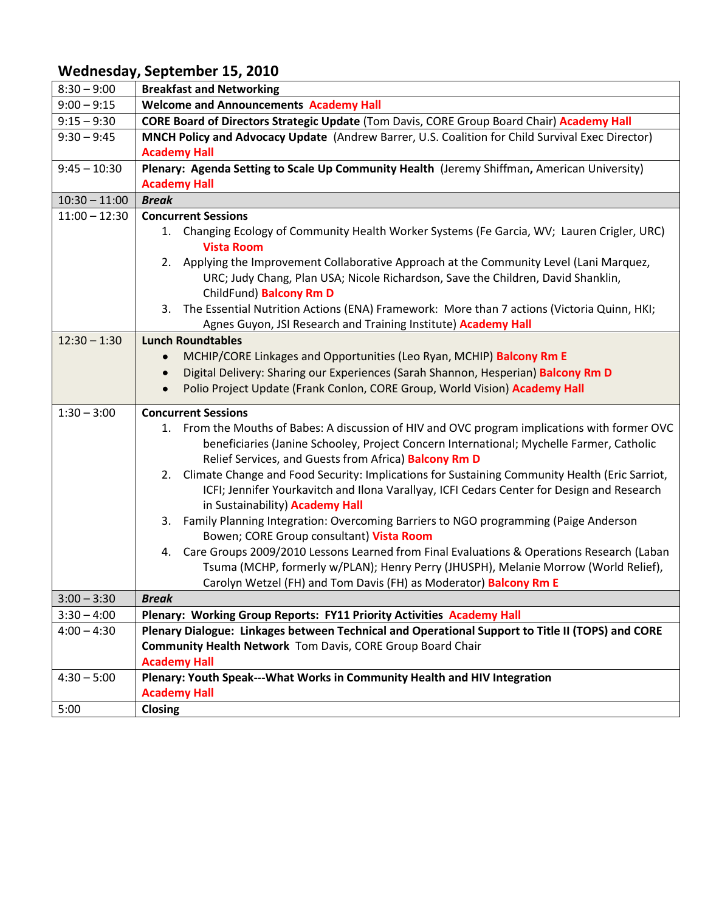## Wednesday, September 15, 2010

| | |
|---|---|
| 8:30 – 9:00 | **Breakfast and Networking** |
| 9:00 – 9:15 | **Welcome and Announcements** **Academy Hall** |
| 9:15 – 9:30 | **CORE Board of Directors Strategic Update** (Tom Davis, CORE Group Board Chair) **Academy Hall** |
| 9:30 – 9:45 | **MNCH Policy and Advocacy Update** (Andrew Barrer, U.S. Coalition for Child Survival Exec Director) **Academy Hall** |
| 9:45 – 10:30 | **Plenary: Agenda Setting to Scale Up Community Health** (Jeremy Shiffman**,** American University) **Academy Hall** |
| 10:30 – 11:00 | ***Break*** |
| 11:00 – 12:30 | **Concurrent Sessions**<br>1. Changing Ecology of Community Health Worker Systems (Fe Garcia, WV; Lauren Crigler, URC) **Vista Room**<br>2. Applying the Improvement Collaborative Approach at the Community Level (Lani Marquez, URC; Judy Chang, Plan USA; Nicole Richardson, Save the Children, David Shanklin, ChildFund) **Balcony Rm D**<br>3. The Essential Nutrition Actions (ENA) Framework: More than 7 actions (Victoria Quinn, HKI; Agnes Guyon, JSI Research and Training Institute) **Academy Hall** |
| 12:30 – 1:30 | **Lunch Roundtables**<br>• MCHIP/CORE Linkages and Opportunities (Leo Ryan, MCHIP) **Balcony Rm E**<br>• Digital Delivery: Sharing our Experiences (Sarah Shannon, Hesperian) **Balcony Rm D**<br>• Polio Project Update (Frank Conlon, CORE Group, World Vision) **Academy Hall** |
| 1:30 – 3:00 | **Concurrent Sessions**<br>1. From the Mouths of Babes: A discussion of HIV and OVC program implications with former OVC beneficiaries (Janine Schooley, Project Concern International; Mychelle Farmer, Catholic Relief Services, and Guests from Africa) **Balcony Rm D**<br>2. Climate Change and Food Security: Implications for Sustaining Community Health (Eric Sarriot, ICFI; Jennifer Yourkavitch and Ilona Varallyay, ICFI Cedars Center for Design and Research in Sustainability) **Academy Hall**<br>3. Family Planning Integration: Overcoming Barriers to NGO programming (Paige Anderson Bowen; CORE Group consultant) **Vista Room**<br>4. Care Groups 2009/2010 Lessons Learned from Final Evaluations & Operations Research (Laban Tsuma (MCHP, formerly w/PLAN); Henry Perry (JHUSPH), Melanie Morrow (World Relief), Carolyn Wetzel (FH) and Tom Davis (FH) as Moderator) **Balcony Rm E** |
| 3:00 – 3:30 | ***Break*** |
| 3:30 – 4:00 | **Plenary: Working Group Reports: FY11 Priority Activities** **Academy Hall** |
| 4:00 – 4:30 | **Plenary Dialogue: Linkages between Technical and Operational Support to Title II (TOPS) and CORE Community Health Network** Tom Davis, CORE Group Board Chair **Academy Hall** |
| 4:30 – 5:00 | **Plenary: Youth Speak---What Works in Community Health and HIV Integration** **Academy Hall** |
| 5:00 | **Closing** |